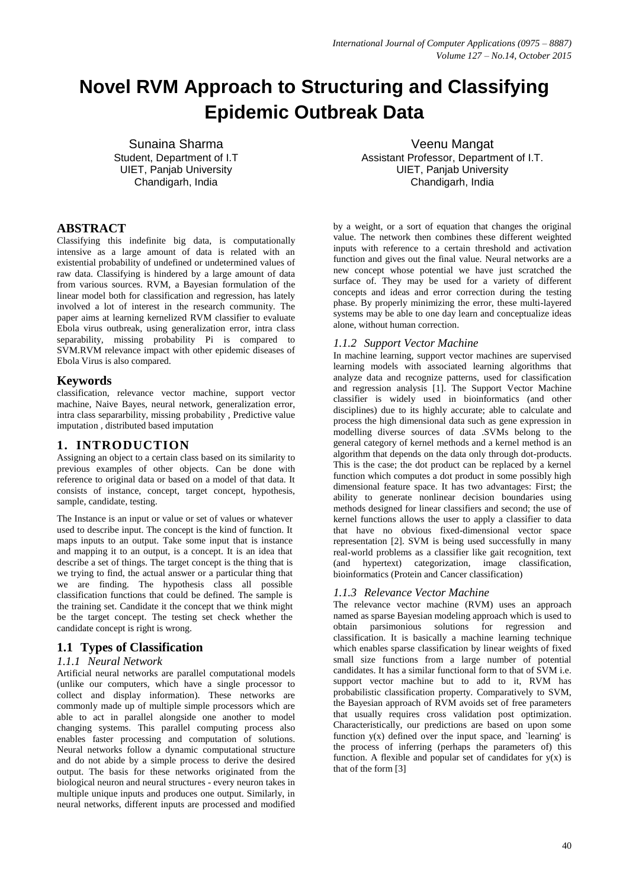# Novel RVM Approach to Structuring and Classifying Epidemic Outbreak Data

Sunaina Sharma
Student, Department of I.T
UIET, Panjab University
Chandigarh, India

Veenu Mangat
Assistant Professor, Department of I.T.
UIET, Panjab University
Chandigarh, India

## ABSTRACT

Classifying this indefinite big data, is computationally intensive as a large amount of data is related with an existential probability of undefined or undetermined values of raw data. Classifying is hindered by a large amount of data from various sources. RVM, a Bayesian formulation of the linear model both for classification and regression, has lately involved a lot of interest in the research community. The paper aims at learning kernelized RVM classifier to evaluate Ebola virus outbreak, using generalization error, intra class separability, missing probability Pi is compared to SVM.RVM relevance impact with other epidemic diseases of Ebola Virus is also compared.

## Keywords

classification, relevance vector machine, support vector machine, Naive Bayes, neural network, generalization error, intra class separarbility, missing probability , Predictive value imputation , distributed based imputation

## 1. INTRODUCTION

Assigning an object to a certain class based on its similarity to previous examples of other objects. Can be done with reference to original data or based on a model of that data. It consists of instance, concept, target concept, hypothesis, sample, candidate, testing.

The Instance is an input or value or set of values or whatever used to describe input. The concept is the kind of function. It maps inputs to an output. Take some input that is instance and mapping it to an output, is a concept. It is an idea that describe a set of things. The target concept is the thing that is we trying to find, the actual answer or a particular thing that we are finding. The hypothesis class all possible classification functions that could be defined. The sample is the training set. Candidate it the concept that we think might be the target concept. The testing set check whether the candidate concept is right is wrong.

### 1.1 Types of Classification

#### *1.1.1 Neural Network*

Artificial neural networks are parallel computational models (unlike our computers, which have a single processor to collect and display information). These networks are commonly made up of multiple simple processors which are able to act in parallel alongside one another to model changing systems. This parallel computing process also enables faster processing and computation of solutions. Neural networks follow a dynamic computational structure and do not abide by a simple process to derive the desired output. The basis for these networks originated from the biological neuron and neural structures - every neuron takes in multiple unique inputs and produces one output. Similarly, in neural networks, different inputs are processed and modified by a weight, or a sort of equation that changes the original value. The network then combines these different weighted inputs with reference to a certain threshold and activation function and gives out the final value. Neural networks are a new concept whose potential we have just scratched the surface of. They may be used for a variety of different concepts and ideas and error correction during the testing phase. By properly minimizing the error, these multi-layered systems may be able to one day learn and conceptualize ideas alone, without human correction.

#### *1.1.2 Support Vector Machine*

In machine learning, support vector machines are supervised learning models with associated learning algorithms that analyze data and recognize patterns, used for classification and regression analysis [1]. The Support Vector Machine classifier is widely used in bioinformatics (and other disciplines) due to its highly accurate; able to calculate and process the high dimensional data such as gene expression in modelling diverse sources of data .SVMs belong to the general category of kernel methods and a kernel method is an algorithm that depends on the data only through dot-products. This is the case; the dot product can be replaced by a kernel function which computes a dot product in some possibly high dimensional feature space. It has two advantages: First; the ability to generate nonlinear decision boundaries using methods designed for linear classifiers and second; the use of kernel functions allows the user to apply a classifier to data that have no obvious fixed-dimensional vector space representation [2]. SVM is being used successfully in many real-world problems as a classifier like gait recognition, text (and hypertext) categorization, image classification, bioinformatics (Protein and Cancer classification)

#### *1.1.3 Relevance Vector Machine*

The relevance vector machine (RVM) uses an approach named as sparse Bayesian modeling approach which is used to obtain parsimonious solutions for regression and classification. It is basically a machine learning technique which enables sparse classification by linear weights of fixed small size functions from a large number of potential candidates. It has a similar functional form to that of SVM i.e. support vector machine but to add to it, RVM has probabilistic classification property. Comparatively to SVM, the Bayesian approach of RVM avoids set of free parameters that usually requires cross validation post optimization. Characteristically, our predictions are based on upon some function $y(x)$ defined over the input space, and `learning' is the process of inferring (perhaps the parameters of) this function. A flexible and popular set of candidates for $y(x)$ is that of the form [3]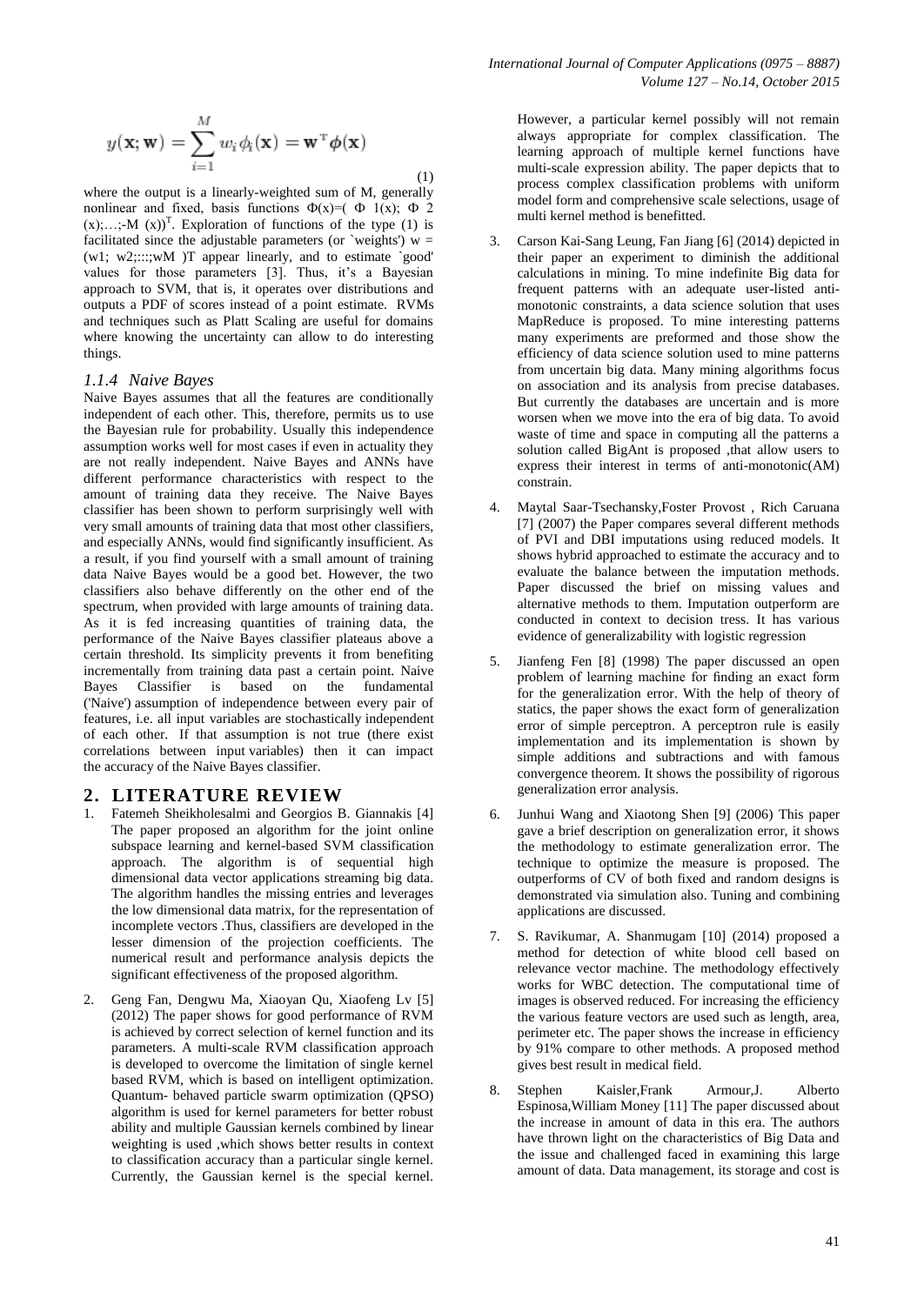$$y(\mathbf{x}; \mathbf{w}) = \sum_{i=1}^{M} w_i \phi_i(\mathbf{x}) = \mathbf{w}^{\mathrm{T}} \boldsymbol{\phi}(\mathbf{x}) \tag{1}$$

where the output is a linearly-weighted sum of M, generally nonlinear and fixed, basis functions $\Phi(x)=(\Phi 1(x); \Phi 2(x);\ldots;-M(x))^T$. Exploration of functions of the type (1) is facilitated since the adjustable parameters (or `weights') w = (w1; w2;:::;wM )T appear linearly, and to estimate `good' values for those parameters [3]. Thus, it's a Bayesian approach to SVM, that is, it operates over distributions and outputs a PDF of scores instead of a point estimate. RVMs and techniques such as Platt Scaling are useful for domains where knowing the uncertainty can allow to do interesting things.

### *1.1.4 Naive Bayes*

Naive Bayes assumes that all the features are conditionally independent of each other. This, therefore, permits us to use the Bayesian rule for probability. Usually this independence assumption works well for most cases if even in actuality they are not really independent. Naive Bayes and ANNs have different performance characteristics with respect to the amount of training data they receive. The Naive Bayes classifier has been shown to perform surprisingly well with very small amounts of training data that most other classifiers, and especially ANNs, would find significantly insufficient. As a result, if you find yourself with a small amount of training data Naive Bayes would be a good bet. However, the two classifiers also behave differently on the other end of the spectrum, when provided with large amounts of training data. As it is fed increasing quantities of training data, the performance of the Naive Bayes classifier plateaus above a certain threshold. Its simplicity prevents it from benefiting incrementally from training data past a certain point. Naive Bayes Classifier is based on the fundamental ('Naive') assumption of independence between every pair of features, i.e. all input variables are stochastically independent of each other. If that assumption is not true (there exist correlations between input variables) then it can impact the accuracy of the Naive Bayes classifier.

## 2. LITERATURE REVIEW

1. Fatemeh Sheikholesalmi and Georgios B. Giannakis [4] The paper proposed an algorithm for the joint online subspace learning and kernel-based SVM classification approach. The algorithm is of sequential high dimensional data vector applications streaming big data. The algorithm handles the missing entries and leverages the low dimensional data matrix, for the representation of incomplete vectors .Thus, classifiers are developed in the lesser dimension of the projection coefficients. The numerical result and performance analysis depicts the significant effectiveness of the proposed algorithm.

2. Geng Fan, Dengwu Ma, Xiaoyan Qu, Xiaofeng Lv [5] (2012) The paper shows for good performance of RVM is achieved by correct selection of kernel function and its parameters. A multi-scale RVM classification approach is developed to overcome the limitation of single kernel based RVM, which is based on intelligent optimization. Quantum- behaved particle swarm optimization (QPSO) algorithm is used for kernel parameters for better robust ability and multiple Gaussian kernels combined by linear weighting is used ,which shows better results in context to classification accuracy than a particular single kernel. Currently, the Gaussian kernel is the special kernel. However, a particular kernel possibly will not remain always appropriate for complex classification. The learning approach of multiple kernel functions have multi-scale expression ability. The paper depicts that to process complex classification problems with uniform model form and comprehensive scale selections, usage of multi kernel method is benefitted.

3. Carson Kai-Sang Leung, Fan Jiang [6] (2014) depicted in their paper an experiment to diminish the additional calculations in mining. To mine indefinite Big data for frequent patterns with an adequate user-listed anti-monotonic constraints, a data science solution that uses MapReduce is proposed. To mine interesting patterns many experiments are preformed and those show the efficiency of data science solution used to mine patterns from uncertain big data. Many mining algorithms focus on association and its analysis from precise databases. But currently the databases are uncertain and is more worsen when we move into the era of big data. To avoid waste of time and space in computing all the patterns a solution called BigAnt is proposed ,that allow users to express their interest in terms of anti-monotonic(AM) constrain.

4. Maytal Saar-Tsechansky,Foster Provost , Rich Caruana [7] (2007) the Paper compares several different methods of PVI and DBI imputations using reduced models. It shows hybrid approached to estimate the accuracy and to evaluate the balance between the imputation methods. Paper discussed the brief on missing values and alternative methods to them. Imputation outperform are conducted in context to decision tress. It has various evidence of generalizability with logistic regression

5. Jianfeng Fen [8] (1998) The paper discussed an open problem of learning machine for finding an exact form for the generalization error. With the help of theory of statics, the paper shows the exact form of generalization error of simple perceptron. A perceptron rule is easily implementation and its implementation is shown by simple additions and subtractions and with famous convergence theorem. It shows the possibility of rigorous generalization error analysis.

6. Junhui Wang and Xiaotong Shen [9] (2006) This paper gave a brief description on generalization error, it shows the methodology to estimate generalization error. The technique to optimize the measure is proposed. The outperforms of CV of both fixed and random designs is demonstrated via simulation also. Tuning and combining applications are discussed.

7. S. Ravikumar, A. Shanmugam [10] (2014) proposed a method for detection of white blood cell based on relevance vector machine. The methodology effectively works for WBC detection. The computational time of images is observed reduced. For increasing the efficiency the various feature vectors are used such as length, area, perimeter etc. The paper shows the increase in efficiency by 91% compare to other methods. A proposed method gives best result in medical field.

8. Stephen Kaisler,Frank Armour,J. Alberto Espinosa,William Money [11] The paper discussed about the increase in amount of data in this era. The authors have thrown light on the characteristics of Big Data and the issue and challenged faced in examining this large amount of data. Data management, its storage and cost is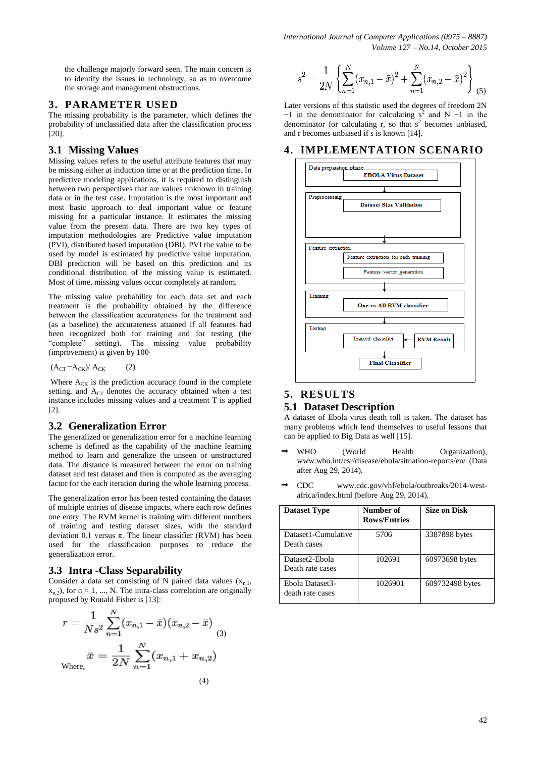the challenge majorly forward seen. The main concern is to identify the issues in technology, so as to overcome the storage and management obstructions.

## 3. PARAMETER USED

The missing probability is the parameter, which defines the probability of unclassified data after the classification process [20].

### 3.1 Missing Values

Missing values refers to the useful attribute features that may be missing either at induction time or at the prediction time. In predictive modeling applications, it is required to distinguish between two perspectives that are values unknown in training data or in the test case. Imputation is the most important and most basic approach to deal important value or feature missing for a particular instance. It estimates the missing value from the present data. There are two key types of imputation methodologies are Predictive value imputation (PVI), distributed based imputation (DBI). PVI the value to be used by model is estimated by predictive value imputation. DBI prediction will be based on this prediction and its conditional distribution of the missing value is estimated. Most of time, missing values occur completely at random.

The missing value probability for each data set and each treatment is the probability obtained by the difference between the classification accurateness for the treatment and (as a baseline) the accurateness attained if all features had been recognized both for training and for testing (the "complete" setting). The missing value probability (improvement) is given by 100·

$$(A_{CT} - A_{CK}) / A_{CK} \quad (2)$$

Where $A_{CK}$ is the prediction accuracy found in the complete setting, and $A_{CT}$ denotes the accuracy obtained when a test instance includes missing values and a treatment T is applied [2].

### 3.2 Generalization Error

The generalized or generalization error for a machine learning scheme is defined as the capability of the machine learning method to learn and generalize the unseen or unstructured data. The distance is measured between the error on training dataset and test dataset and then is computed as the averaging factor for the each iteration during the whole learning process.

The generalization error has been tested containing the dataset of multiple entries of disease impacts, where each row defines one entry. The RVM kernel is training with different numbers of training and testing dataset sizes, with the standard deviation 0.1 versus π. The linear classifier (RVM) has been used for the classification purposes to reduce the generalization error.

### 3.3 Intra -Class Separability

Consider a data set consisting of N paired data values ($x_{n,1}$, $x_{n,2}$), for n = 1, ..., N. The intra-class correlation are originally proposed by Ronald Fisher is [13]:

$$r = \frac{1}{Ns^2} \sum_{n=1}^{N} (x_{n,1} - \bar{x})(x_{n,2} - \bar{x}) \quad (3)$$

Where,

$$\bar{x} = \frac{1}{2N} \sum_{n=1}^{N} (x_{n,1} + x_{n,2}) \quad (4)$$

$$s^2 = \frac{1}{2N} \left\{ \sum_{n=1}^{N} (x_{n,1} - \bar{x})^2 + \sum_{n=1}^{N} (x_{n,2} - \bar{x})^2 \right\} \quad (5)$$

Later versions of this statistic used the degrees of freedom 2N −1 in the denominator for calculating $s^2$ and N −1 in the denominator for calculating r, so that $s^2$ becomes unbiased, and r becomes unbiased if s is known [14].

## 4. IMPLEMENTATION SCENARIO

Data preparation phase: EBOLA Virus Dataset
↓
Preprocessing: Dataset Size Validation
↓
Feature extraction: Feature extraction for each training; Feature vector generation
↓
Training: One-vs-All RVM classifier
↓
Testing: Trained classifier ← RVM Result
↓
Final Classifier

## 5. RESULTS

### 5.1 Dataset Description

A dataset of Ebola virus death toll is taken. The dataset has many problems which lend themselves to useful lessons that can be applied to Big Data as well [15].

- WHO (World Health Organization), www.who.int/csr/disease/ebola/situation-reports/en/ (Data after Aug 29, 2014).
- CDC www.cdc.gov/vhf/ebola/outbreaks/2014-west-africa/index.html (before Aug 29, 2014).

| Dataset Type | Number of Rows/Entries | Size on Disk |
|---|---|---|
| Dataset1-Cumulative Death cases | 5706 | 3387898 bytes |
| Dataset2-Ebola Death rate cases | 102691 | 60973698 bytes |
| Ebola Dataset3-death rate cases | 1026901 | 609732498 bytes |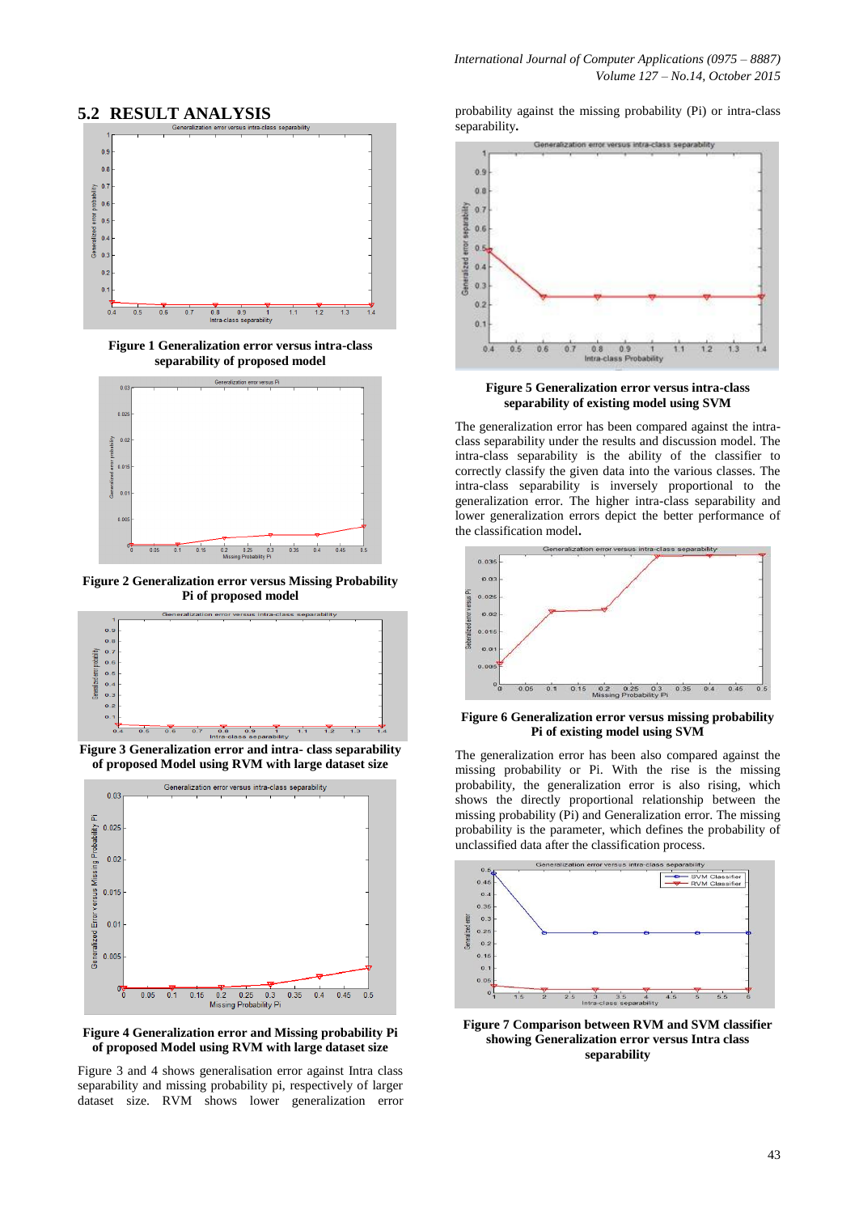## 5.2 RESULT ANALYSIS

**Figure 1 Generalization error versus intra-class separability of proposed model**

**Figure 2 Generalization error versus Missing Probability Pi of proposed model**

**Figure 3 Generalization error and intra- class separability of proposed Model using RVM with large dataset size**

**Figure 4 Generalization error and Missing probability Pi of proposed Model using RVM with large dataset size**

Figure 3 and 4 shows generalisation error against Intra class separability and missing probability pi, respectively of larger dataset size. RVM shows lower generalization error probability against the missing probability (Pi) or intra-class separability.

**Figure 5 Generalization error versus intra-class separability of existing model using SVM**

The generalization error has been compared against the intra-class separability under the results and discussion model. The intra-class separability is the ability of the classifier to correctly classify the given data into the various classes. The intra-class separability is inversely proportional to the generalization error. The higher intra-class separability and lower generalization errors depict the better performance of the classification model.

**Figure 6 Generalization error versus missing probability Pi of existing model using SVM**

The generalization error has been also compared against the missing probability or Pi. With the rise is the missing probability, the generalization error is also rising, which shows the directly proportional relationship between the missing probability (Pi) and Generalization error. The missing probability is the parameter, which defines the probability of unclassified data after the classification process.

**Figure 7 Comparison between RVM and SVM classifier showing Generalization error versus Intra class separability**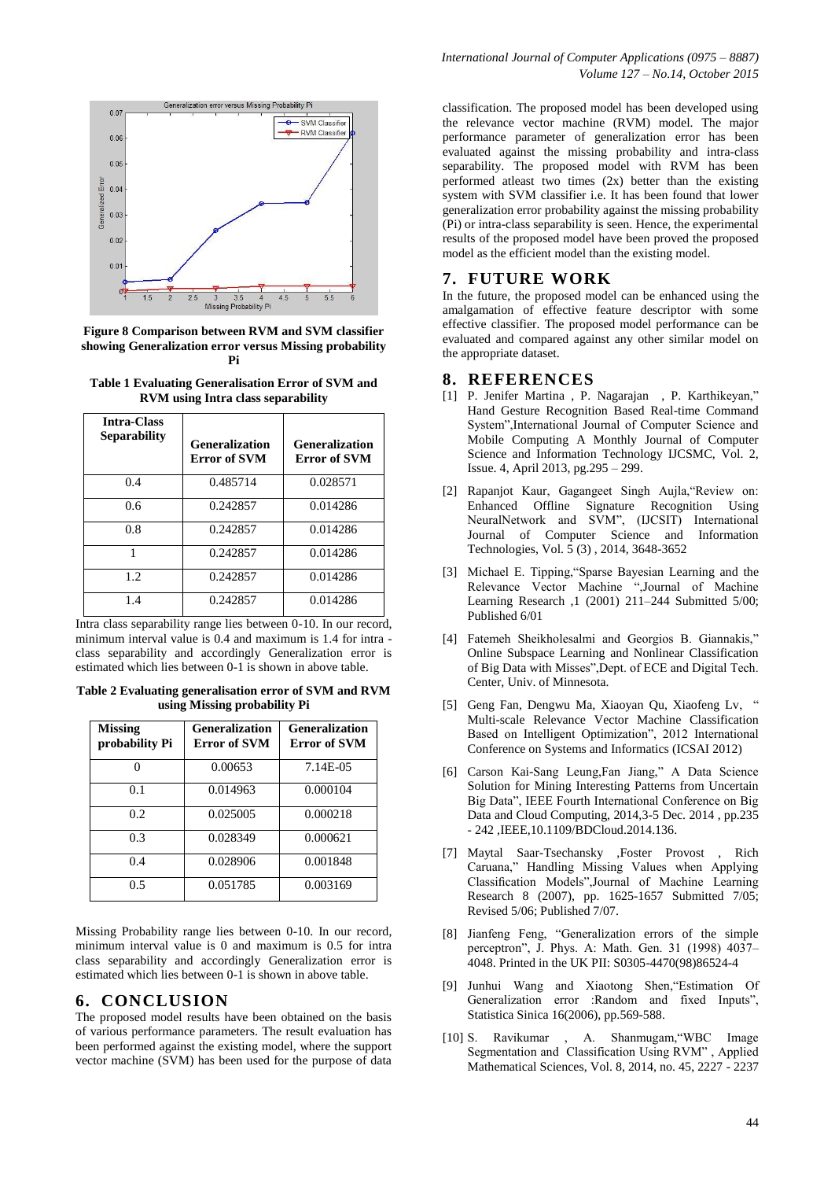**Figure 8 Comparison between RVM and SVM classifier showing Generalization error versus Missing probability Pi**

**Table 1 Evaluating Generalisation Error of SVM and RVM using Intra class separability**

| Intra-Class Separability | Generalization Error of SVM | Generalization Error of SVM |
|---|---|---|
| 0.4 | 0.485714 | 0.028571 |
| 0.6 | 0.242857 | 0.014286 |
| 0.8 | 0.242857 | 0.014286 |
| 1 | 0.242857 | 0.014286 |
| 1.2 | 0.242857 | 0.014286 |
| 1.4 | 0.242857 | 0.014286 |

Intra class separability range lies between 0-10. In our record, minimum interval value is 0.4 and maximum is 1.4 for intra - class separability and accordingly Generalization error is estimated which lies between 0-1 is shown in above table.

**Table 2 Evaluating generalisation error of SVM and RVM using Missing probability Pi**

| Missing probability Pi | Generalization Error of SVM | Generalization Error of SVM |
|---|---|---|
| 0 | 0.00653 | 7.14E-05 |
| 0.1 | 0.014963 | 0.000104 |
| 0.2 | 0.025005 | 0.000218 |
| 0.3 | 0.028349 | 0.000621 |
| 0.4 | 0.028906 | 0.001848 |
| 0.5 | 0.051785 | 0.003169 |

Missing Probability range lies between 0-10. In our record, minimum interval value is 0 and maximum is 0.5 for intra class separability and accordingly Generalization error is estimated which lies between 0-1 is shown in above table.

## 6. CONCLUSION

The proposed model results have been obtained on the basis of various performance parameters. The result evaluation has been performed against the existing model, where the support vector machine (SVM) has been used for the purpose of data classification. The proposed model has been developed using the relevance vector machine (RVM) model. The major performance parameter of generalization error has been evaluated against the missing probability and intra-class separability. The proposed model with RVM has been performed atleast two times (2x) better than the existing system with SVM classifier i.e. It has been found that lower generalization error probability against the missing probability (Pi) or intra-class separability is seen. Hence, the experimental results of the proposed model have been proved the proposed model as the efficient model than the existing model.

## 7. FUTURE WORK

In the future, the proposed model can be enhanced using the amalgamation of effective feature descriptor with some effective classifier. The proposed model performance can be evaluated and compared against any other similar model on the appropriate dataset.

## 8. REFERENCES

[1] P. Jenifer Martina , P. Nagarajan , P. Karthikeyan," Hand Gesture Recognition Based Real-time Command System",International Journal of Computer Science and Mobile Computing A Monthly Journal of Computer Science and Information Technology IJCSMC, Vol. 2, Issue. 4, April 2013, pg.295 – 299.

[2] Rapanjot Kaur, Gagangeet Singh Aujla,"Review on: Enhanced Offline Signature Recognition Using NeuralNetwork and SVM", (IJCSIT) International Journal of Computer Science and Information Technologies, Vol. 5 (3) , 2014, 3648-3652

[3] Michael E. Tipping,"Sparse Bayesian Learning and the Relevance Vector Machine ",Journal of Machine Learning Research ,1 (2001) 211–244 Submitted 5/00; Published 6/01

[4] Fatemeh Sheikholesalmi and Georgios B. Giannakis," Online Subspace Learning and Nonlinear Classification of Big Data with Misses",Dept. of ECE and Digital Tech. Center, Univ. of Minnesota.

[5] Geng Fan, Dengwu Ma, Xiaoyan Qu, Xiaofeng Lv, " Multi-scale Relevance Vector Machine Classification Based on Intelligent Optimization", 2012 International Conference on Systems and Informatics (ICSAI 2012)

[6] Carson Kai-Sang Leung,Fan Jiang," A Data Science Solution for Mining Interesting Patterns from Uncertain Big Data", IEEE Fourth International Conference on Big Data and Cloud Computing, 2014,3-5 Dec. 2014 , pp.235 - 242 ,IEEE,10.1109/BDCloud.2014.136.

[7] Maytal Saar-Tsechansky ,Foster Provost , Rich Caruana," Handling Missing Values when Applying Classification Models",Journal of Machine Learning Research 8 (2007), pp. 1625-1657 Submitted 7/05; Revised 5/06; Published 7/07.

[8] Jianfeng Feng, "Generalization errors of the simple perceptron", J. Phys. A: Math. Gen. 31 (1998) 4037–4048. Printed in the UK PII: S0305-4470(98)86524-4

[9] Junhui Wang and Xiaotong Shen,"Estimation Of Generalization error :Random and fixed Inputs", Statistica Sinica 16(2006), pp.569-588.

[10] S. Ravikumar , A. Shanmugam,"WBC Image Segmentation and Classification Using RVM" , Applied Mathematical Sciences, Vol. 8, 2014, no. 45, 2227 - 2237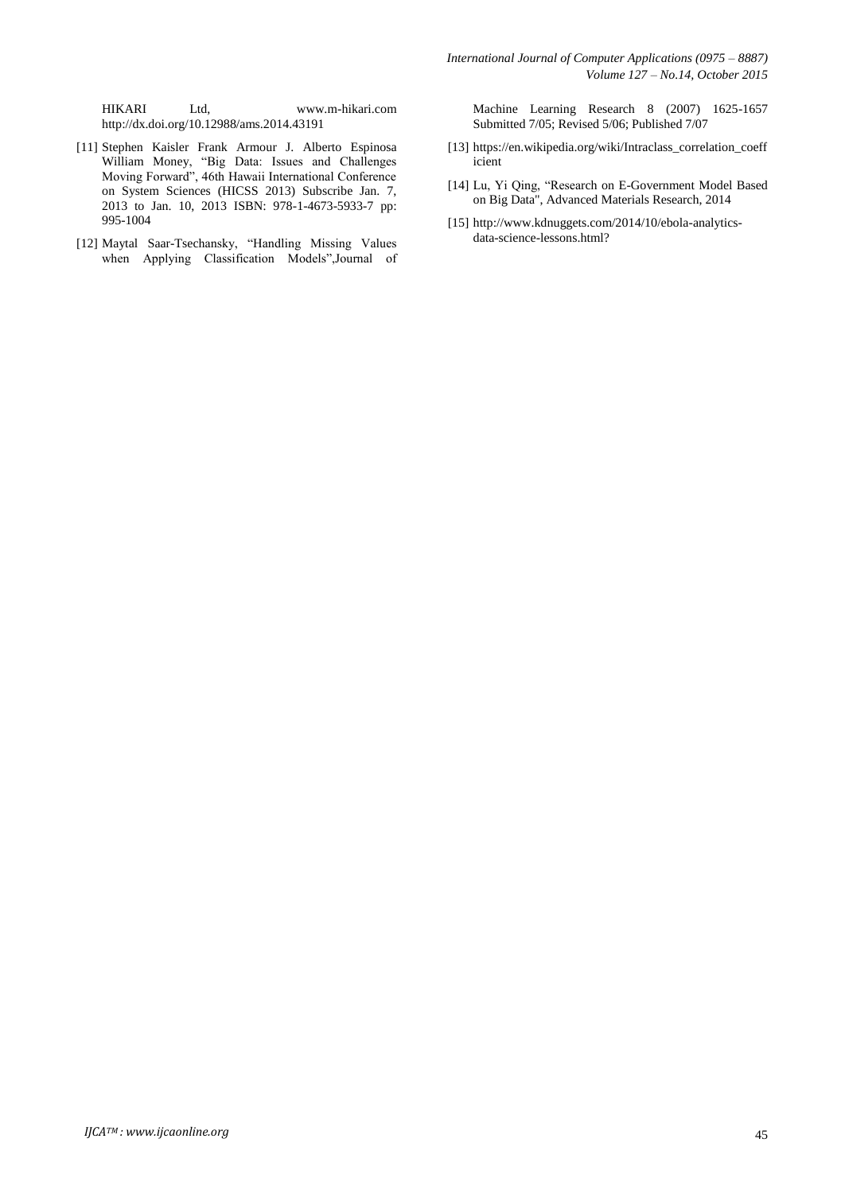HIKARI Ltd, www.m-hikari.com http://dx.doi.org/10.12988/ams.2014.43191

[11] Stephen Kaisler Frank Armour J. Alberto Espinosa William Money, "Big Data: Issues and Challenges Moving Forward", 46th Hawaii International Conference on System Sciences (HICSS 2013) Subscribe Jan. 7, 2013 to Jan. 10, 2013 ISBN: 978-1-4673-5933-7 pp: 995-1004

[12] Maytal Saar-Tsechansky, "Handling Missing Values when Applying Classification Models",Journal of Machine Learning Research 8 (2007) 1625-1657 Submitted 7/05; Revised 5/06; Published 7/07

[13] https://en.wikipedia.org/wiki/Intraclass_correlation_coefficient

[14] Lu, Yi Qing, "Research on E-Government Model Based on Big Data", Advanced Materials Research, 2014

[15] http://www.kdnuggets.com/2014/10/ebola-analytics-data-science-lessons.html?